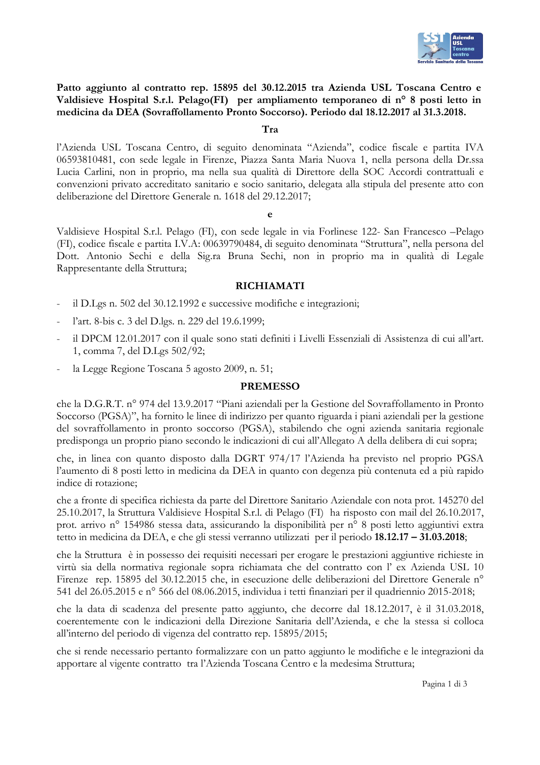**Patto aggiunto al contratto rep. 15895 del 30.12.2015 tra Azienda USL Toscana Centro e Valdisieve Hospital S.r.l. Pelago(FI) per ampliamento temporaneo di n° 8 posti letto in medicina da DEA (Sovraffollamento Pronto Soccorso). Periodo dal 18.12.2017 al 31.3.2018.**

**Tra**

l'Azienda USL Toscana Centro, di seguito denominata "Azienda", codice fiscale e partita IVA 06593810481, con sede legale in Firenze, Piazza Santa Maria Nuova 1, nella persona della Dr.ssa Lucia Carlini, non in proprio, ma nella sua qualità di Direttore della SOC Accordi contrattuali e convenzioni privato accreditato sanitario e socio sanitario, delegata alla stipula del presente atto con deliberazione del Direttore Generale n. 1618 del 29.12.2017;

**e**

Valdisieve Hospital S.r.l. Pelago (FI), con sede legale in via Forlinese 122- San Francesco –Pelago (FI), codice fiscale e partita I.V.A: 00639790484, di seguito denominata "Struttura", nella persona del Dott. Antonio Sechi e della Sig.ra Bruna Sechi, non in proprio ma in qualità di Legale Rappresentante della Struttura;

**RICHIAMATI**

- il D.Lgs n. 502 del 30.12.1992 e successive modifiche e integrazioni;
- l'art. 8-bis c. 3 del D.lgs. n. 229 del 19.6.1999;
- il DPCM 12.01.2017 con il quale sono stati definiti i Livelli Essenziali di Assistenza di cui all'art. 1, comma 7, del D.Lgs 502/92;
- la Legge Regione Toscana 5 agosto 2009, n. 51;

**PREMESSO**

che la D.G.R.T. n° 974 del 13.9.2017 "Piani aziendali per la Gestione del Sovraffollamento in Pronto Soccorso (PGSA)", ha fornito le linee di indirizzo per quanto riguarda i piani aziendali per la gestione del sovraffollamento in pronto soccorso (PGSA), stabilendo che ogni azienda sanitaria regionale predisponga un proprio piano secondo le indicazioni di cui all'Allegato A della delibera di cui sopra;

che, in linea con quanto disposto dalla DGRT 974/17 l'Azienda ha previsto nel proprio PGSA l'aumento di 8 posti letto in medicina da DEA in quanto con degenza più contenuta ed a più rapido indice di rotazione;

che a fronte di specifica richiesta da parte del Direttore Sanitario Aziendale con nota prot. 145270 del 25.10.2017, la Struttura Valdisieve Hospital S.r.l. di Pelago (FI) ha risposto con mail del 26.10.2017, prot. arrivo n° 154986 stessa data, assicurando la disponibilità per n° 8 posti letto aggiuntivi extra tetto in medicina da DEA, e che gli stessi verranno utilizzati per il periodo **18.12.17 – 31.03.2018**;

che la Struttura è in possesso dei requisiti necessari per erogare le prestazioni aggiuntive richieste in virtù sia della normativa regionale sopra richiamata che del contratto con l' ex Azienda USL 10 Firenze rep. 15895 del 30.12.2015 che, in esecuzione delle deliberazioni del Direttore Generale n° 541 del 26.05.2015 e n° 566 del 08.06.2015, individua i tetti finanziari per il quadriennio 2015-2018;

che la data di scadenza del presente patto aggiunto, che decorre dal 18.12.2017, è il 31.03.2018, coerentemente con le indicazioni della Direzione Sanitaria dell'Azienda, e che la stessa si colloca all'interno del periodo di vigenza del contratto rep. 15895/2015;

che si rende necessario pertanto formalizzare con un patto aggiunto le modifiche e le integrazioni da apportare al vigente contratto tra l'Azienda Toscana Centro e la medesima Struttura;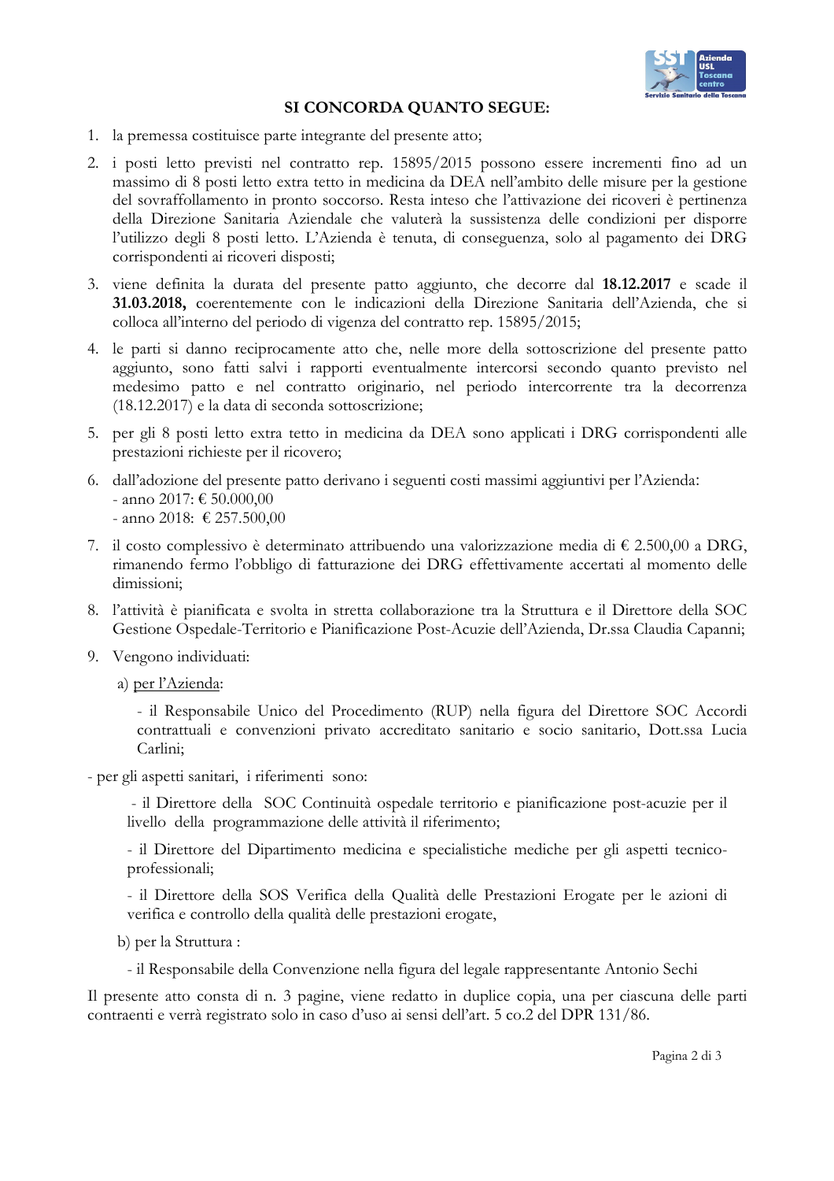**SI CONCORDA QUANTO SEGUE:**

1. la premessa costituisce parte integrante del presente atto;

2. i posti letto previsti nel contratto rep. 15895/2015 possono essere incrementi fino ad un massimo di 8 posti letto extra tetto in medicina da DEA nell'ambito delle misure per la gestione del sovraffollamento in pronto soccorso. Resta inteso che l'attivazione dei ricoveri è pertinenza della Direzione Sanitaria Aziendale che valuterà la sussistenza delle condizioni per disporre l'utilizzo degli 8 posti letto. L'Azienda è tenuta, di conseguenza, solo al pagamento dei DRG corrispondenti ai ricoveri disposti;

3. viene definita la durata del presente patto aggiunto, che decorre dal **18.12.2017** e scade il **31.03.2018,** coerentemente con le indicazioni della Direzione Sanitaria dell'Azienda, che si colloca all'interno del periodo di vigenza del contratto rep. 15895/2015;

4. le parti si danno reciprocamente atto che, nelle more della sottoscrizione del presente patto aggiunto, sono fatti salvi i rapporti eventualmente intercorsi secondo quanto previsto nel medesimo patto e nel contratto originario, nel periodo intercorrente tra la decorrenza (18.12.2017) e la data di seconda sottoscrizione;

5. per gli 8 posti letto extra tetto in medicina da DEA sono applicati i DRG corrispondenti alle prestazioni richieste per il ricovero;

6. dall'adozione del presente patto derivano i seguenti costi massimi aggiuntivi per l'Azienda:
   - anno 2017: € 50.000,00
   - anno 2018: € 257.500,00

7. il costo complessivo è determinato attribuendo una valorizzazione media di € 2.500,00 a DRG, rimanendo fermo l'obbligo di fatturazione dei DRG effettivamente accertati al momento delle dimissioni;

8. l'attività è pianificata e svolta in stretta collaborazione tra la Struttura e il Direttore della SOC Gestione Ospedale-Territorio e Pianificazione Post-Acuzie dell'Azienda, Dr.ssa Claudia Capanni;

9. Vengono individuati:

   a) per l'Azienda:

   - il Responsabile Unico del Procedimento (RUP) nella figura del Direttore SOC Accordi contrattuali e convenzioni privato accreditato sanitario e socio sanitario, Dott.ssa Lucia Carlini;

- per gli aspetti sanitari, i riferimenti sono:

   - il Direttore della SOC Continuità ospedale territorio e pianificazione post-acuzie per il livello della programmazione delle attività il riferimento;

   - il Direttore del Dipartimento medicina e specialistiche mediche per gli aspetti tecnico-professionali;

   - il Direttore della SOS Verifica della Qualità delle Prestazioni Erogate per le azioni di verifica e controllo della qualità delle prestazioni erogate,

   b) per la Struttura :

   - il Responsabile della Convenzione nella figura del legale rappresentante Antonio Sechi

Il presente atto consta di n. 3 pagine, viene redatto in duplice copia, una per ciascuna delle parti contraenti e verrà registrato solo in caso d'uso ai sensi dell'art. 5 co.2 del DPR 131/86.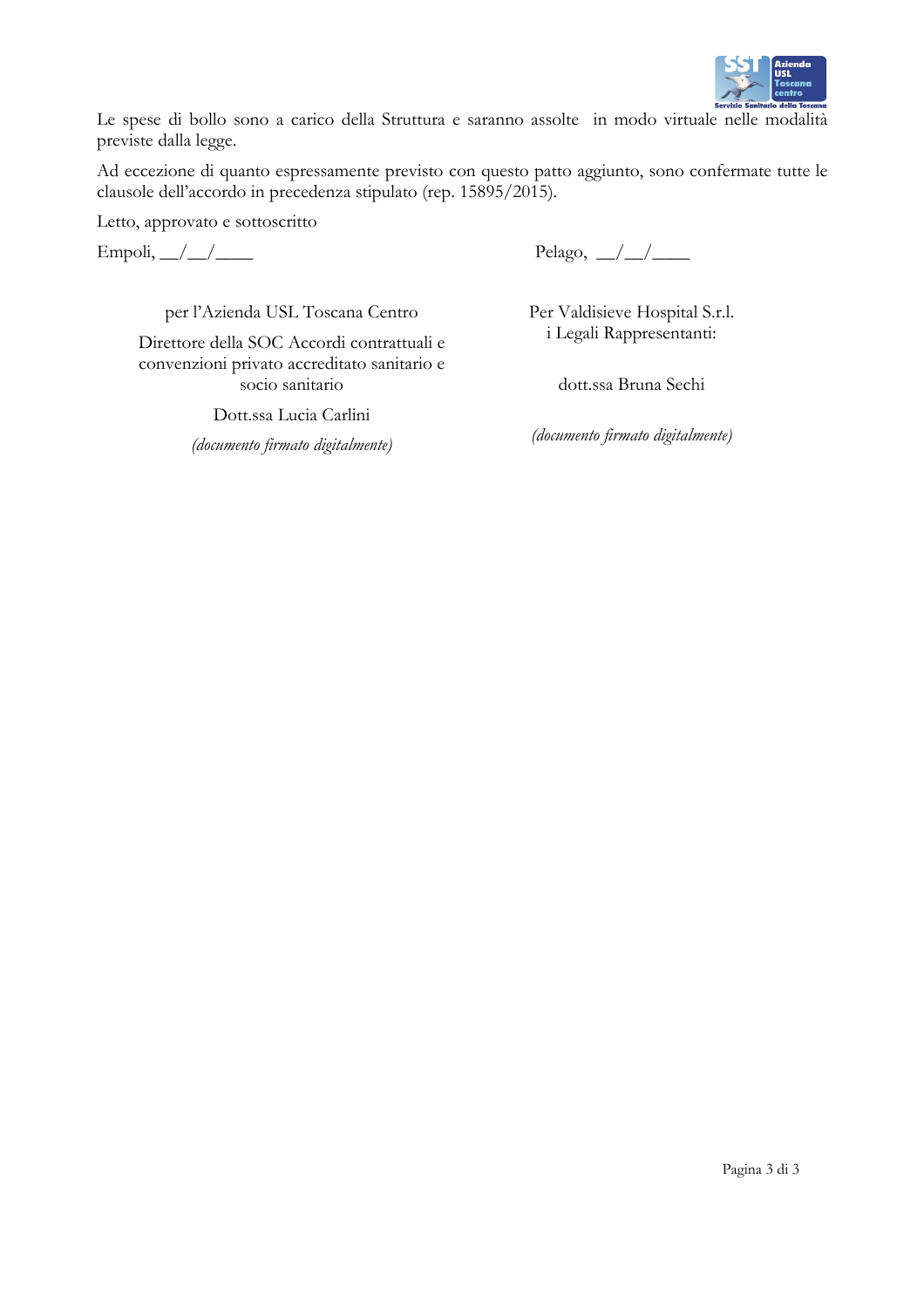Le spese di bollo sono a carico della Struttura e saranno assolte in modo virtuale nelle modalità previste dalla legge.

Ad eccezione di quanto espressamente previsto con questo patto aggiunto, sono confermate tutte le clausole dell'accordo in precedenza stipulato (rep. 15895/2015).

Letto, approvato e sottoscritto

Empoli, __/__/____

Pelago, __/__/____

per l'Azienda USL Toscana Centro

Direttore della SOC Accordi contrattuali e convenzioni privato accreditato sanitario e socio sanitario

Dott.ssa Lucia Carlini

*(documento firmato digitalmente)*

Per Valdisieve Hospital S.r.l.
i Legali Rappresentanti:

dott.ssa Bruna Sechi

*(documento firmato digitalmente)*